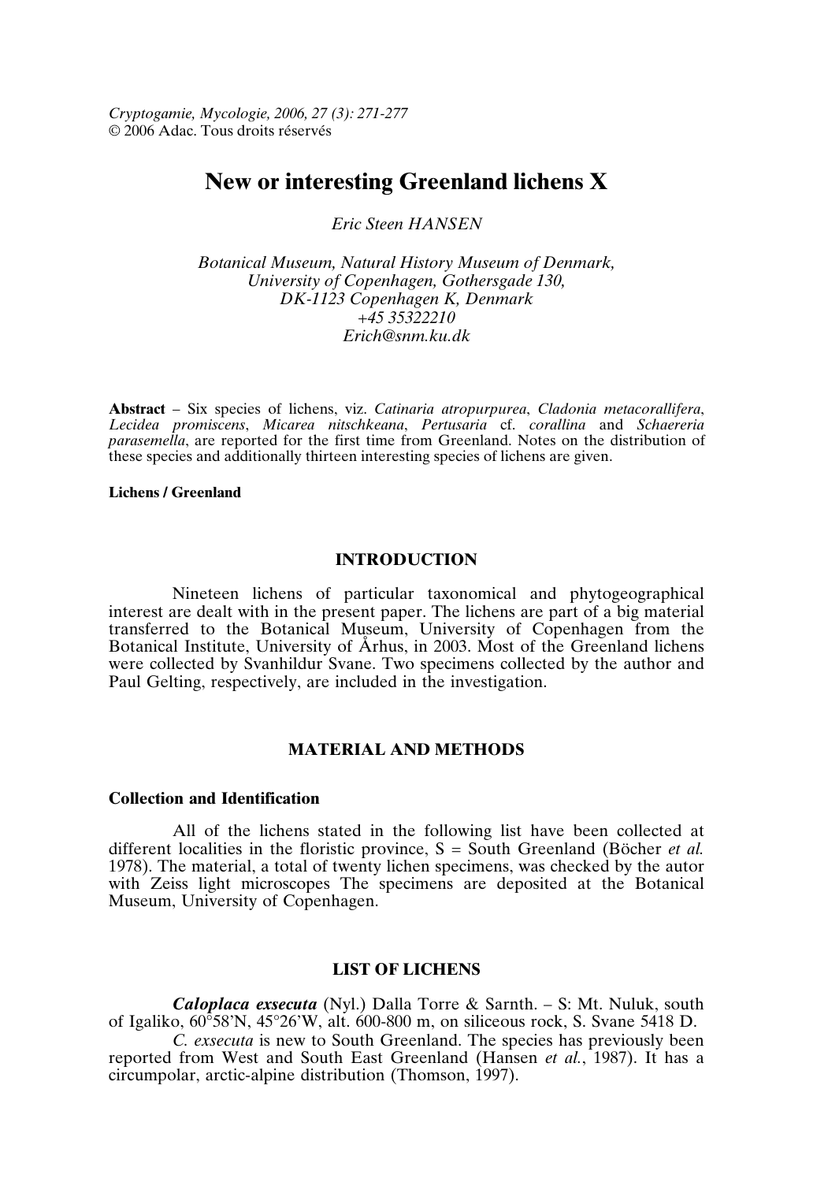*Cryptogamie, Mycologie, 2006, 27 (3): 271-277*
© 2006 Adac. Tous droits réservés

# New or interesting Greenland lichens X

*Eric Steen HANSEN*

*Botanical Museum, Natural History Museum of Denmark,*
*University of Copenhagen, Gothersgade 130,*
*DK-1123 Copenhagen K, Denmark*
*+45 35322210*
*Erich@snm.ku.dk*

**Abstract** – Six species of lichens, viz. *Catinaria atropurpurea*, *Cladonia metacorallifera*, *Lecidea promiscens*, *Micarea nitschkeana*, *Pertusaria* cf. *corallina* and *Schaereria parasemella*, are reported for the first time from Greenland. Notes on the distribution of these species and additionally thirteen interesting species of lichens are given.

**Lichens / Greenland**

## INTRODUCTION

Nineteen lichens of particular taxonomical and phytogeographical interest are dealt with in the present paper. The lichens are part of a big material transferred to the Botanical Museum, University of Copenhagen from the Botanical Institute, University of Århus, in 2003. Most of the Greenland lichens were collected by Svanhildur Svane. Two specimens collected by the author and Paul Gelting, respectively, are included in the investigation.

## MATERIAL AND METHODS

### Collection and Identification

All of the lichens stated in the following list have been collected at different localities in the floristic province, S = South Greenland (Böcher *et al.* 1978). The material, a total of twenty lichen specimens, was checked by the autor with Zeiss light microscopes The specimens are deposited at the Botanical Museum, University of Copenhagen.

## LIST OF LICHENS

***Caloplaca exsecuta*** (Nyl.) Dalla Torre & Sarnth. – S: Mt. Nuluk, south of Igaliko, 60°58'N, 45°26'W, alt. 600-800 m, on siliceous rock, S. Svane 5418 D.

*C. exsecuta* is new to South Greenland. The species has previously been reported from West and South East Greenland (Hansen *et al.*, 1987). It has a circumpolar, arctic-alpine distribution (Thomson, 1997).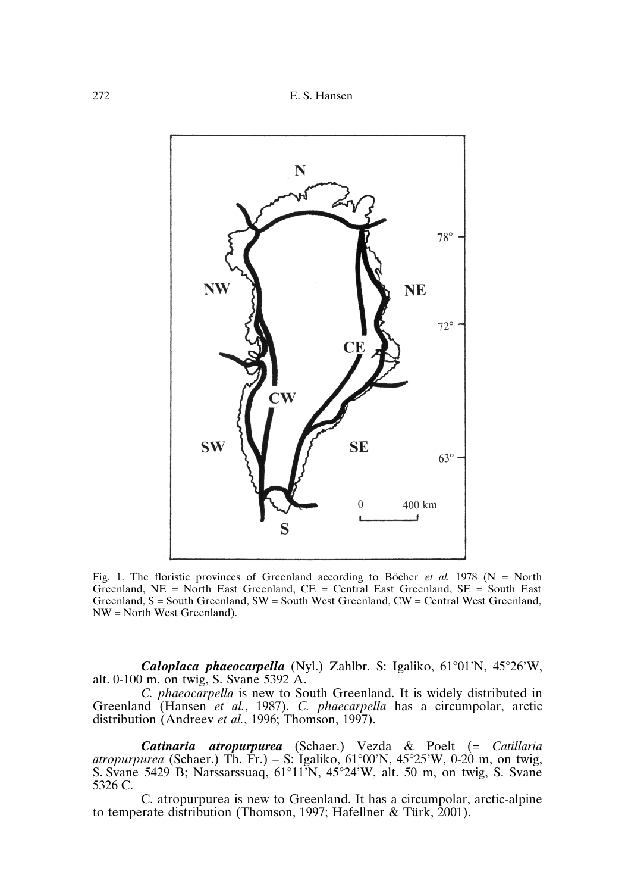Fig. 1. The floristic provinces of Greenland according to Böcher *et al.* 1978 (N = North Greenland, NE = North East Greenland, CE = Central East Greenland, SE = South East Greenland, S = South Greenland, SW = South West Greenland, CW = Central West Greenland, NW = North West Greenland).

***Caloplaca phaeocarpella*** (Nyl.) Zahlbr. S: Igaliko, 61°01'N, 45°26'W, alt. 0-100 m, on twig, S. Svane 5392 A.

*C. phaeocarpella* is new to South Greenland. It is widely distributed in Greenland (Hansen *et al.*, 1987). *C. phaecarpella* has a circumpolar, arctic distribution (Andreev *et al.*, 1996; Thomson, 1997).

***Catinaria atropurpurea*** (Schaer.) Vezda & Poelt (= *Catillaria atropurpurea* (Schaer.) Th. Fr.) – S: Igaliko, 61°00'N, 45°25'W, 0-20 m, on twig, S. Svane 5429 B; Narssarssuaq, 61°11'N, 45°24'W, alt. 50 m, on twig, S. Svane 5326 C.

C. atropurpurea is new to Greenland. It has a circumpolar, arctic-alpine to temperate distribution (Thomson, 1997; Hafellner & Türk, 2001).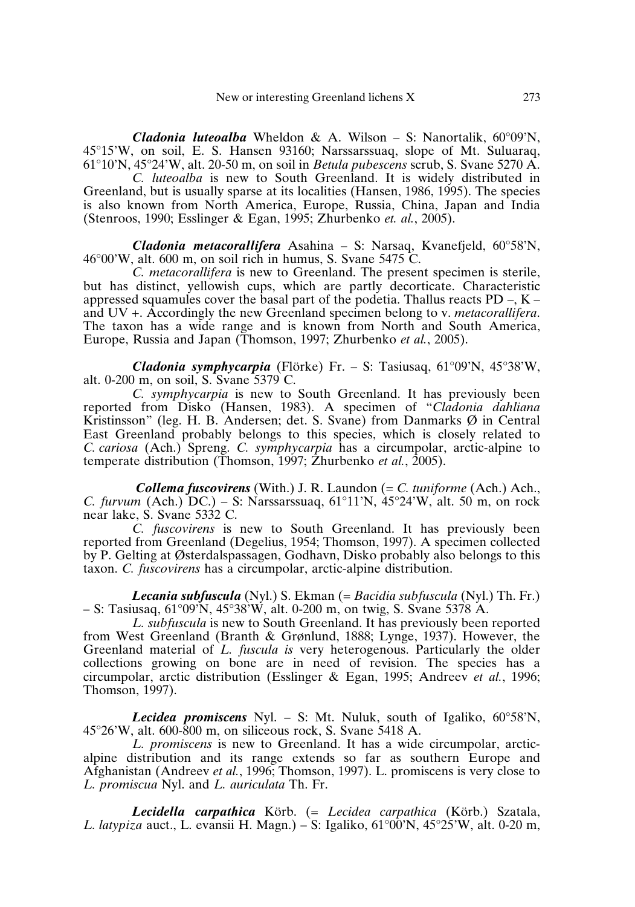***Cladonia luteoalba*** Wheldon & A. Wilson – S: Nanortalik, 60°09'N, 45°15'W, on soil, E. S. Hansen 93160; Narssarssuaq, slope of Mt. Suluaraq, 61°10'N, 45°24'W, alt. 20-50 m, on soil in *Betula pubescens* scrub, S. Svane 5270 A.

*C. luteoalba* is new to South Greenland. It is widely distributed in Greenland, but is usually sparse at its localities (Hansen, 1986, 1995). The species is also known from North America, Europe, Russia, China, Japan and India (Stenroos, 1990; Esslinger & Egan, 1995; Zhurbenko *et. al.*, 2005).

***Cladonia metacorallifera*** Asahina – S: Narsaq, Kvanefjeld, 60°58'N, 46°00'W, alt. 600 m, on soil rich in humus, S. Svane 5475 C.

*C. metacorallifera* is new to Greenland. The present specimen is sterile, but has distinct, yellowish cups, which are partly decorticate. Characteristic appressed squamules cover the basal part of the podetia. Thallus reacts PD –, K – and UV +. Accordingly the new Greenland specimen belong to v. *metacorallifera*. The taxon has a wide range and is known from North and South America, Europe, Russia and Japan (Thomson, 1997; Zhurbenko *et al.*, 2005).

***Cladonia symphycarpia*** (Flörke) Fr. – S: Tasiusaq, 61°09'N, 45°38'W, alt. 0-200 m, on soil, S. Svane 5379 C.

*C. symphycarpia* is new to South Greenland. It has previously been reported from Disko (Hansen, 1983). A specimen of "*Cladonia dahliana* Kristinsson" (leg. H. B. Andersen; det. S. Svane) from Danmarks Ø in Central East Greenland probably belongs to this species, which is closely related to *C. cariosa* (Ach.) Spreng. *C. symphycarpia* has a circumpolar, arctic-alpine to temperate distribution (Thomson, 1997; Zhurbenko *et al.*, 2005).

***Collema fuscovirens*** (With.) J. R. Laundon (= *C. tuniforme* (Ach.) Ach., *C. furvum* (Ach.) DC.) – S: Narssarssuaq, 61°11'N, 45°24'W, alt. 50 m, on rock near lake, S. Svane 5332 C.

*C. fuscovirens* is new to South Greenland. It has previously been reported from Greenland (Degelius, 1954; Thomson, 1997). A specimen collected by P. Gelting at Østerdalspassagen, Godhavn, Disko probably also belongs to this taxon. *C. fuscovirens* has a circumpolar, arctic-alpine distribution.

***Lecania subfuscula*** (Nyl.) S. Ekman (= *Bacidia subfuscula* (Nyl.) Th. Fr.) – S: Tasiusaq, 61°09'N, 45°38'W, alt. 0-200 m, on twig, S. Svane 5378 A.

*L. subfuscula* is new to South Greenland. It has previously been reported from West Greenland (Branth & Grønlund, 1888; Lynge, 1937). However, the Greenland material of *L. fuscula is* very heterogenous. Particularly the older collections growing on bone are in need of revision. The species has a circumpolar, arctic distribution (Esslinger & Egan, 1995; Andreev *et al.*, 1996; Thomson, 1997).

***Lecidea promiscens*** Nyl. – S: Mt. Nuluk, south of Igaliko, 60°58'N, 45°26'W, alt. 600-800 m, on siliceous rock, S. Svane 5418 A.

*L. promiscens* is new to Greenland. It has a wide circumpolar, arctic-alpine distribution and its range extends so far as southern Europe and Afghanistan (Andreev *et al.*, 1996; Thomson, 1997). L. promiscens is very close to *L. promiscua* Nyl. and *L. auriculata* Th. Fr.

***Lecidella carpathica*** Körb. (= *Lecidea carpathica* (Körb.) Szatala, *L. latypiza* auct., L. evansii H. Magn.) – S: Igaliko, 61°00'N, 45°25'W, alt. 0-20 m,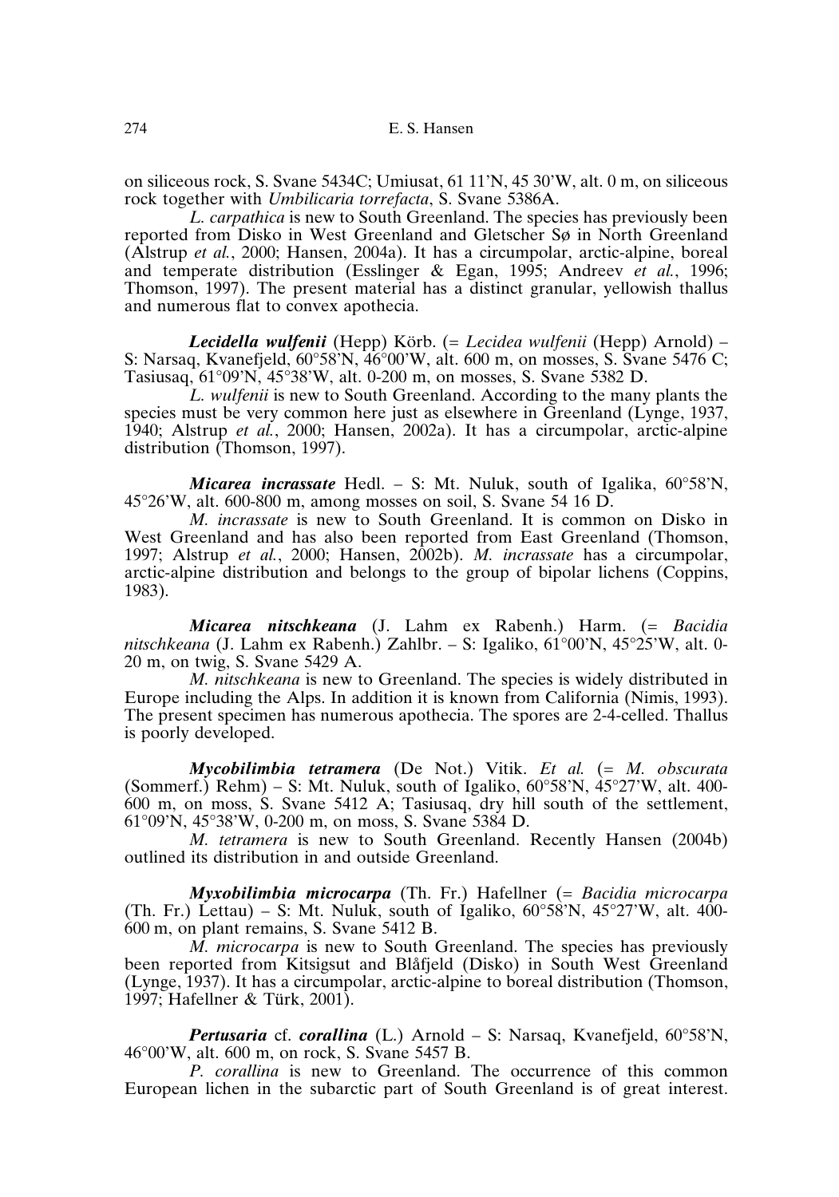on siliceous rock, S. Svane 5434C; Umiusat, 61 11'N, 45 30'W, alt. 0 m, on siliceous rock together with *Umbilicaria torrefacta*, S. Svane 5386A.

*L. carpathica* is new to South Greenland. The species has previously been reported from Disko in West Greenland and Gletscher Sø in North Greenland (Alstrup *et al.*, 2000; Hansen, 2004a). It has a circumpolar, arctic-alpine, boreal and temperate distribution (Esslinger & Egan, 1995; Andreev *et al.*, 1996; Thomson, 1997). The present material has a distinct granular, yellowish thallus and numerous flat to convex apothecia.

***Lecidella wulfenii*** (Hepp) Körb. (= *Lecidea wulfenii* (Hepp) Arnold) – S: Narsaq, Kvanefjeld, 60°58'N, 46°00'W, alt. 600 m, on mosses, S. Svane 5476 C; Tasiusaq, 61°09'N, 45°38'W, alt. 0-200 m, on mosses, S. Svane 5382 D.

*L. wulfenii* is new to South Greenland. According to the many plants the species must be very common here just as elsewhere in Greenland (Lynge, 1937, 1940; Alstrup *et al.*, 2000; Hansen, 2002a). It has a circumpolar, arctic-alpine distribution (Thomson, 1997).

***Micarea incrassate*** Hedl. – S: Mt. Nuluk, south of Igalika, 60°58'N, 45°26'W, alt. 600-800 m, among mosses on soil, S. Svane 54 16 D.

*M. incrassate* is new to South Greenland. It is common on Disko in West Greenland and has also been reported from East Greenland (Thomson, 1997; Alstrup *et al.*, 2000; Hansen, 2002b). *M. incrassate* has a circumpolar, arctic-alpine distribution and belongs to the group of bipolar lichens (Coppins, 1983).

***Micarea nitschkeana*** (J. Lahm ex Rabenh.) Harm. (= *Bacidia nitschkeana* (J. Lahm ex Rabenh.) Zahlbr. – S: Igaliko, 61°00'N, 45°25'W, alt. 0-20 m, on twig, S. Svane 5429 A.

*M. nitschkeana* is new to Greenland. The species is widely distributed in Europe including the Alps. In addition it is known from California (Nimis, 1993). The present specimen has numerous apothecia. The spores are 2-4-celled. Thallus is poorly developed.

***Mycobilimbia tetramera*** (De Not.) Vitik. *Et al.* (= *M. obscurata* (Sommerf.) Rehm) – S: Mt. Nuluk, south of Igaliko, 60°58'N, 45°27'W, alt. 400-600 m, on moss, S. Svane 5412 A; Tasiusaq, dry hill south of the settlement, 61°09'N, 45°38'W, 0-200 m, on moss, S. Svane 5384 D.

*M. tetramera* is new to South Greenland. Recently Hansen (2004b) outlined its distribution in and outside Greenland.

***Myxobilimbia microcarpa*** (Th. Fr.) Hafellner (= *Bacidia microcarpa* (Th. Fr.) Lettau) – S: Mt. Nuluk, south of Igaliko, 60°58'N, 45°27'W, alt. 400-600 m, on plant remains, S. Svane 5412 B.

*M. microcarpa* is new to South Greenland. The species has previously been reported from Kitsigsut and Blåfjeld (Disko) in South West Greenland (Lynge, 1937). It has a circumpolar, arctic-alpine to boreal distribution (Thomson, 1997; Hafellner & Türk, 2001).

***Pertusaria*** cf. ***corallina*** (L.) Arnold – S: Narsaq, Kvanefjeld, 60°58'N, 46°00'W, alt. 600 m, on rock, S. Svane 5457 B.

*P. corallina* is new to Greenland. The occurrence of this common European lichen in the subarctic part of South Greenland is of great interest.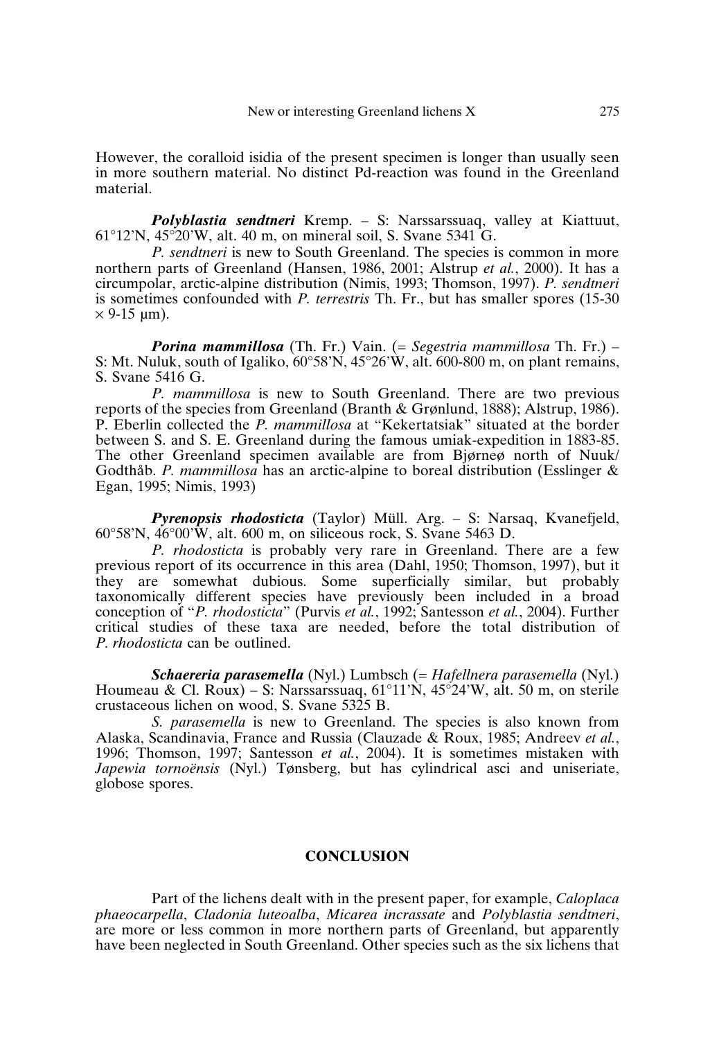However, the coralloid isidia of the present specimen is longer than usually seen in more southern material. No distinct Pd-reaction was found in the Greenland material.

***Polyblastia sendtneri*** Kremp. – S: Narssarssuaq, valley at Kiattuut, 61°12'N, 45°20'W, alt. 40 m, on mineral soil, S. Svane 5341 G.

*P. sendtneri* is new to South Greenland. The species is common in more northern parts of Greenland (Hansen, 1986, 2001; Alstrup *et al.*, 2000). It has a circumpolar, arctic-alpine distribution (Nimis, 1993; Thomson, 1997). *P. sendtneri* is sometimes confounded with *P. terrestris* Th. Fr., but has smaller spores (15-30 × 9-15 μm).

***Porina mammillosa*** (Th. Fr.) Vain. (= *Segestria mammillosa* Th. Fr.) – S: Mt. Nuluk, south of Igaliko, 60°58'N, 45°26'W, alt. 600-800 m, on plant remains, S. Svane 5416 G.

*P. mammillosa* is new to South Greenland. There are two previous reports of the species from Greenland (Branth & Grønlund, 1888); Alstrup, 1986). P. Eberlin collected the *P. mammillosa* at "Kekertatsiak" situated at the border between S. and S. E. Greenland during the famous umiak-expedition in 1883-85. The other Greenland specimen available are from Bjørneø north of Nuuk/ Godthåb. *P. mammillosa* has an arctic-alpine to boreal distribution (Esslinger & Egan, 1995; Nimis, 1993)

***Pyrenopsis rhodosticta*** (Taylor) Müll. Arg. – S: Narsaq, Kvanefjeld, 60°58'N, 46°00'W, alt. 600 m, on siliceous rock, S. Svane 5463 D.

*P. rhodosticta* is probably very rare in Greenland. There are a few previous report of its occurrence in this area (Dahl, 1950; Thomson, 1997), but it they are somewhat dubious. Some superficially similar, but probably taxonomically different species have previously been included in a broad conception of "*P. rhodosticta*" (Purvis *et al.*, 1992; Santesson *et al.*, 2004). Further critical studies of these taxa are needed, before the total distribution of *P. rhodosticta* can be outlined.

***Schaereria parasemella*** (Nyl.) Lumbsch (= *Hafellnera parasemella* (Nyl.) Houmeau & Cl. Roux) – S: Narssarssuaq, 61°11'N, 45°24'W, alt. 50 m, on sterile crustaceous lichen on wood, S. Svane 5325 B.

*S. parasemella* is new to Greenland. The species is also known from Alaska, Scandinavia, France and Russia (Clauzade & Roux, 1985; Andreev *et al.*, 1996; Thomson, 1997; Santesson *et al.*, 2004). It is sometimes mistaken with *Japewia tornoënsis* (Nyl.) Tønsberg, but has cylindrical asci and uniseriate, globose spores.

## CONCLUSION

Part of the lichens dealt with in the present paper, for example, *Caloplaca phaeocarpella*, *Cladonia luteoalba*, *Micarea incrassate* and *Polyblastia sendtneri*, are more or less common in more northern parts of Greenland, but apparently have been neglected in South Greenland. Other species such as the six lichens that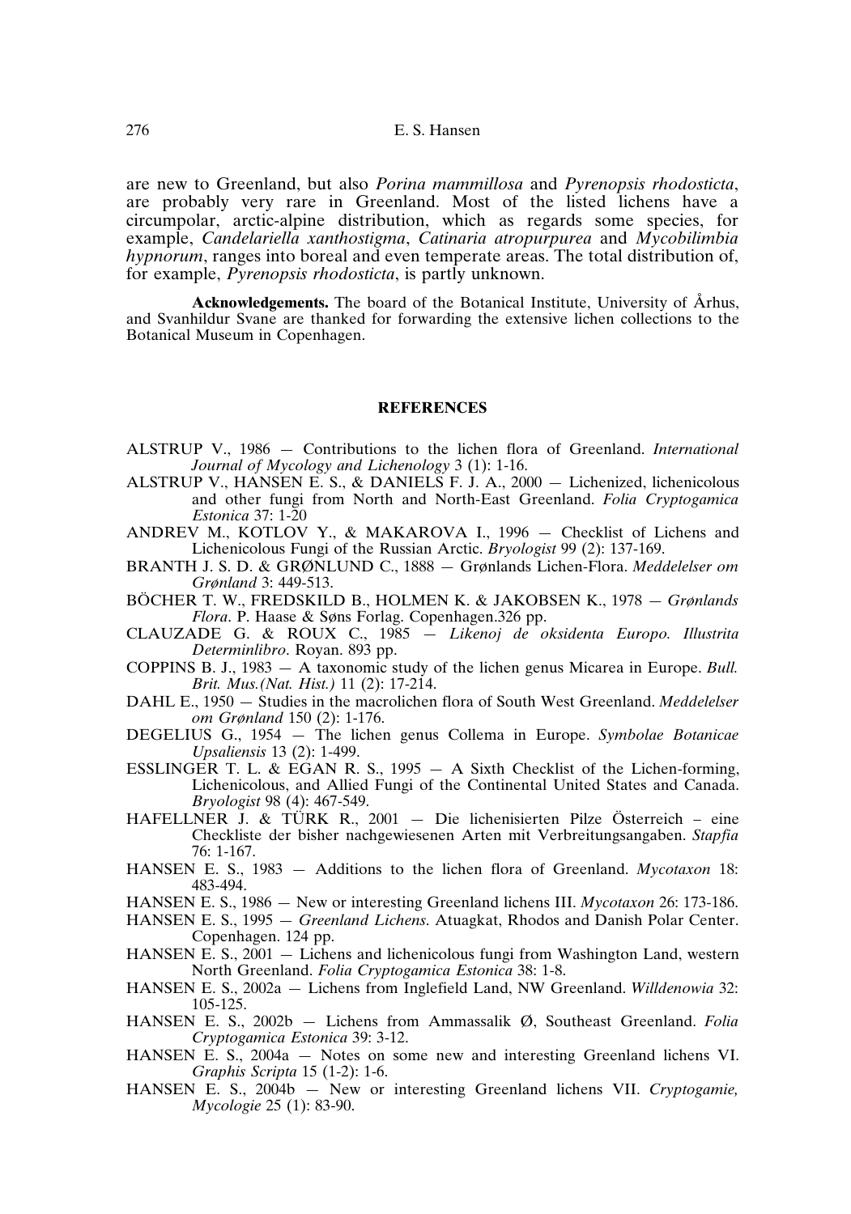are new to Greenland, but also *Porina mammillosa* and *Pyrenopsis rhodosticta*, are probably very rare in Greenland. Most of the listed lichens have a circumpolar, arctic-alpine distribution, which as regards some species, for example, *Candelariella xanthostigma*, *Catinaria atropurpurea* and *Mycobilimbia hypnorum*, ranges into boreal and even temperate areas. The total distribution of, for example, *Pyrenopsis rhodosticta*, is partly unknown.

**Acknowledgements.** The board of the Botanical Institute, University of Århus, and Svanhildur Svane are thanked for forwarding the extensive lichen collections to the Botanical Museum in Copenhagen.

## REFERENCES

ALSTRUP V., 1986 — Contributions to the lichen flora of Greenland. *International Journal of Mycology and Lichenology* 3 (1): 1-16.

ALSTRUP V., HANSEN E. S., & DANIELS F. J. A., 2000 — Lichenized, lichenicolous and other fungi from North and North-East Greenland. *Folia Cryptogamica Estonica* 37: 1-20

ANDREV M., KOTLOV Y., & MAKAROVA I., 1996 — Checklist of Lichens and Lichenicolous Fungi of the Russian Arctic. *Bryologist* 99 (2): 137-169.

BRANTH J. S. D. & GRØNLUND C., 1888 — Grønlands Lichen-Flora. *Meddelelser om Grønland* 3: 449-513.

BÖCHER T. W., FREDSKILD B., HOLMEN K. & JAKOBSEN K., 1978 — *Grønlands Flora*. P. Haase & Søns Forlag. Copenhagen.326 pp.

CLAUZADE G. & ROUX C., 1985 — *Likenoj de oksidenta Europo. Illustrita Determinlibro*. Royan. 893 pp.

COPPINS B. J., 1983 — A taxonomic study of the lichen genus Micarea in Europe. *Bull. Brit. Mus.(Nat. Hist.)* 11 (2): 17-214.

DAHL E., 1950 — Studies in the macrolichen flora of South West Greenland. *Meddelelser om Grønland* 150 (2): 1-176.

DEGELIUS G., 1954 — The lichen genus Collema in Europe. *Symbolae Botanicae Upsaliensis* 13 (2): 1-499.

ESSLINGER T. L. & EGAN R. S., 1995 — A Sixth Checklist of the Lichen-forming, Lichenicolous, and Allied Fungi of the Continental United States and Canada. *Bryologist* 98 (4): 467-549.

HAFELLNER J. & TÜRK R., 2001 — Die lichenisierten Pilze Österreich – eine Checkliste der bisher nachgewiesenen Arten mit Verbreitungsangaben. *Stapfia* 76: 1-167.

HANSEN E. S., 1983 — Additions to the lichen flora of Greenland. *Mycotaxon* 18: 483-494.

HANSEN E. S., 1986 — New or interesting Greenland lichens III. *Mycotaxon* 26: 173-186.

HANSEN E. S., 1995 — *Greenland Lichens*. Atuagkat, Rhodos and Danish Polar Center. Copenhagen. 124 pp.

HANSEN E. S., 2001 — Lichens and lichenicolous fungi from Washington Land, western North Greenland. *Folia Cryptogamica Estonica* 38: 1-8.

HANSEN E. S., 2002a — Lichens from Inglefield Land, NW Greenland. *Willdenowia* 32: 105-125.

HANSEN E. S., 2002b — Lichens from Ammassalik Ø, Southeast Greenland. *Folia Cryptogamica Estonica* 39: 3-12.

HANSEN E. S., 2004a — Notes on some new and interesting Greenland lichens VI. *Graphis Scripta* 15 (1-2): 1-6.

HANSEN E. S., 2004b — New or interesting Greenland lichens VII. *Cryptogamie, Mycologie* 25 (1): 83-90.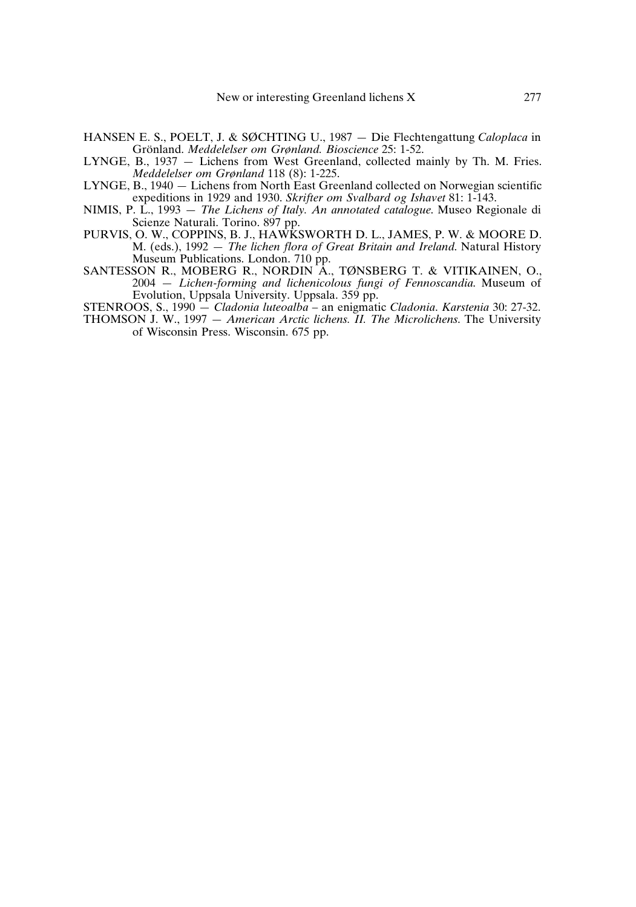HANSEN E. S., POELT, J. & SØCHTING U., 1987 — Die Flechtengattung *Caloplaca* in Grönland. *Meddelelser om Grønland. Bioscience* 25: 1-52.

LYNGE, B., 1937 — Lichens from West Greenland, collected mainly by Th. M. Fries. *Meddelelser om Grønland* 118 (8): 1-225.

LYNGE, B., 1940 — Lichens from North East Greenland collected on Norwegian scientific expeditions in 1929 and 1930. *Skrifter om Svalbard og Ishavet* 81: 1-143.

NIMIS, P. L., 1993 — *The Lichens of Italy. An annotated catalogue.* Museo Regionale di Scienze Naturali. Torino. 897 pp.

PURVIS, O. W., COPPINS, B. J., HAWKSWORTH D. L., JAMES, P. W. & MOORE D. M. (eds.), 1992 — *The lichen flora of Great Britain and Ireland.* Natural History Museum Publications. London. 710 pp.

SANTESSON R., MOBERG R., NORDIN A., TØNSBERG T. & VITIKAINEN, O., 2004 — *Lichen-forming and lichenicolous fungi of Fennoscandia.* Museum of Evolution, Uppsala University. Uppsala. 359 pp.

STENROOS, S., 1990 — *Cladonia luteoalba* – an enigmatic *Cladonia*. *Karstenia* 30: 27-32.

THOMSON J. W., 1997 — *American Arctic lichens. II. The Microlichens.* The University of Wisconsin Press. Wisconsin. 675 pp.